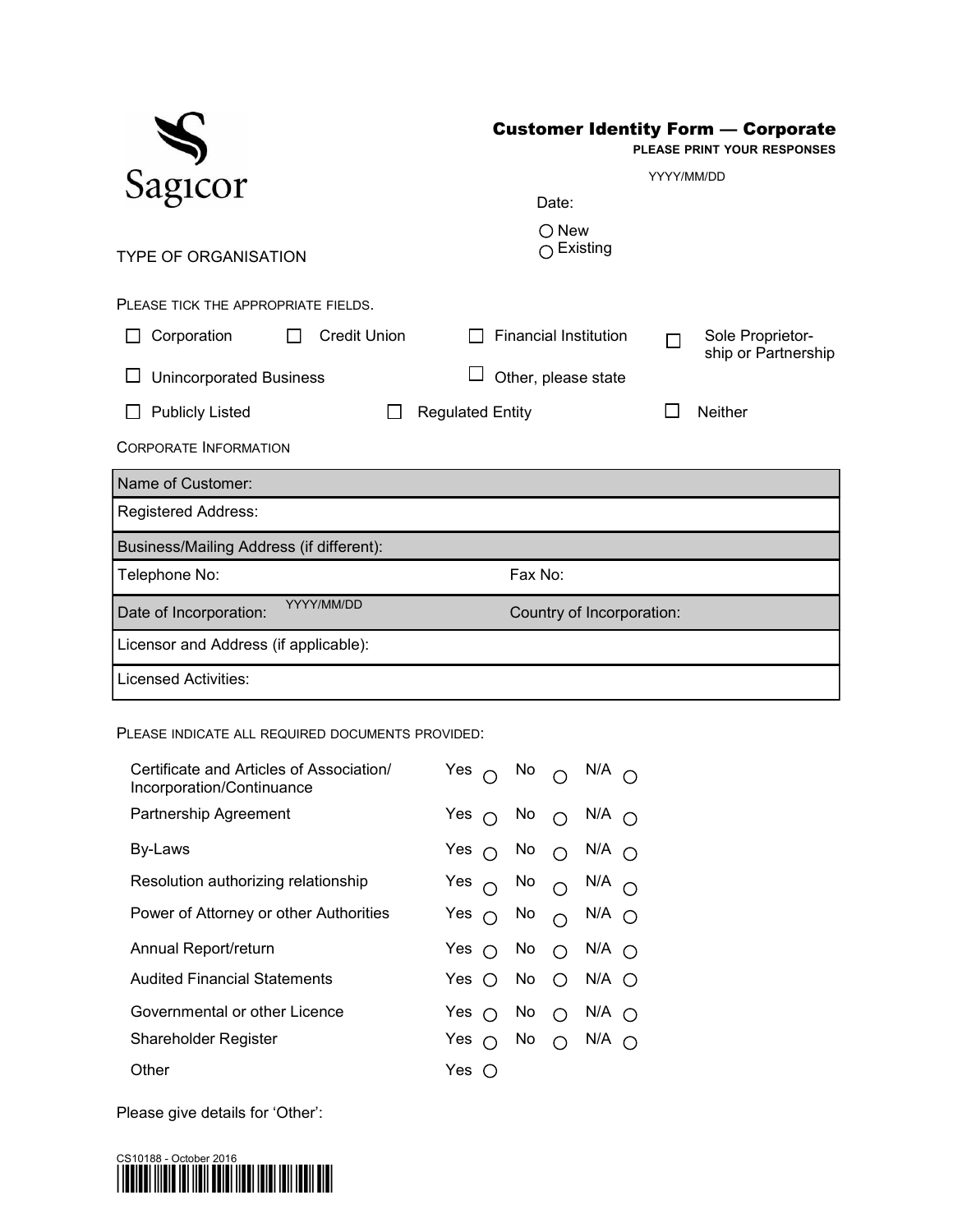Sagicor

# Customer Identity Form — Corporate

**PLEASE PRINT YOUR RESPONSES**

Date: YYYY/MM/DD

○ New
○ Existing

TYPE OF ORGANISATION

PLEASE TICK THE APPROPRIATE FIELDS.

☐ Corporation ☐ Credit Union ☐ Financial Institution ☐ Sole Proprietorship or Partnership

☐ Unincorporated Business ☐ Other, please state

☐ Publicly Listed ☐ Regulated Entity ☐ Neither

CORPORATE INFORMATION

| | |
|---|---|
| Name of Customer: | |
| Registered Address: | |
| Business/Mailing Address (if different): | |
| Telephone No: | Fax No: |
| Date of Incorporation: YYYY/MM/DD | Country of Incorporation: |
| Licensor and Address (if applicable): | |
| Licensed Activities: | |

PLEASE INDICATE ALL REQUIRED DOCUMENTS PROVIDED:

| Document | Yes | No | N/A |
|---|---|---|---|
| Certificate and Articles of Association/ Incorporation/Continuance | ○ | ○ | ○ |
| Partnership Agreement | ○ | ○ | ○ |
| By-Laws | ○ | ○ | ○ |
| Resolution authorizing relationship | ○ | ○ | ○ |
| Power of Attorney or other Authorities | ○ | ○ | ○ |
| Annual Report/return | ○ | ○ | ○ |
| Audited Financial Statements | ○ | ○ | ○ |
| Governmental or other Licence | ○ | ○ | ○ |
| Shareholder Register | ○ | ○ | ○ |
| Other | ○ | | |

Please give details for 'Other':

CS10188 - October 2016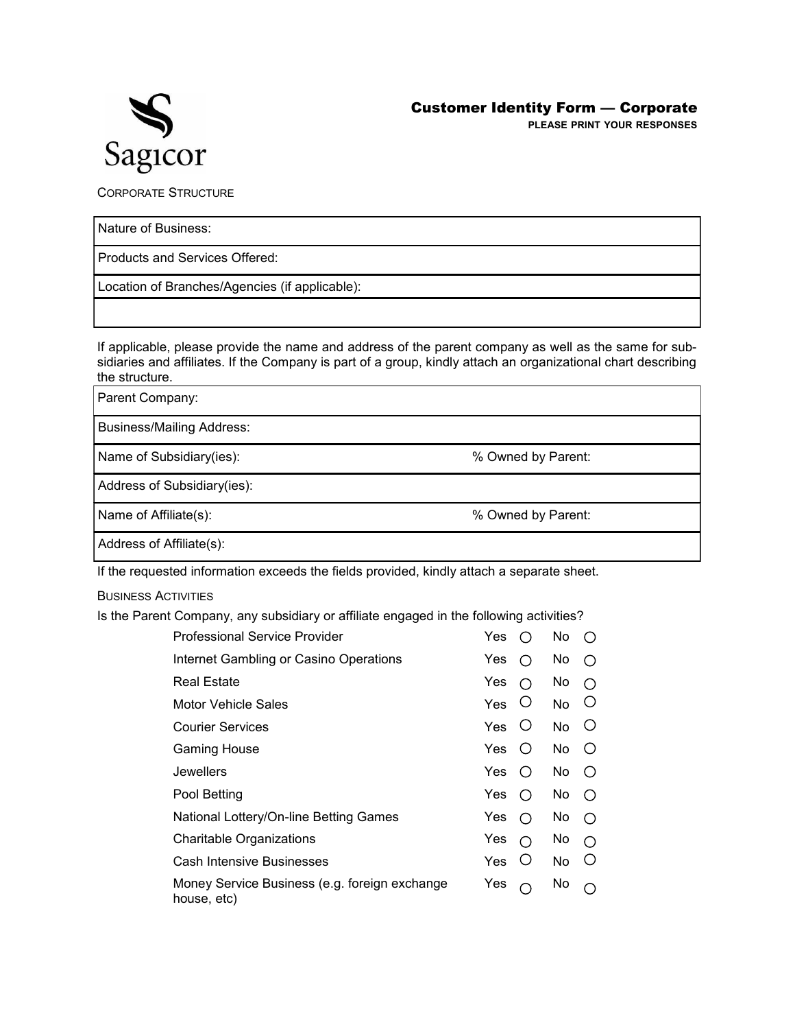# Customer Identity Form — Corporate

**PLEASE PRINT YOUR RESPONSES**

## Corporate Structure

| Nature of Business: |
|---|
| Products and Services Offered: |
| Location of Branches/Agencies (if applicable): |
| |

If applicable, please provide the name and address of the parent company as well as the same for subsidiaries and affiliates. If the Company is part of a group, kindly attach an organizational chart describing the structure.

| Parent Company: | |
|---|---|
| Business/Mailing Address: | |
| Name of Subsidiary(ies): | % Owned by Parent: |
| Address of Subsidiary(ies): | |
| Name of Affiliate(s): | % Owned by Parent: |
| Address of Affiliate(s): | |

If the requested information exceeds the fields provided, kindly attach a separate sheet.

## Business Activities

Is the Parent Company, any subsidiary or affiliate engaged in the following activities?

| Activity | Yes | No |
|---|---|---|
| Professional Service Provider | ○ | ○ |
| Internet Gambling or Casino Operations | ○ | ○ |
| Real Estate | ○ | ○ |
| Motor Vehicle Sales | ○ | ○ |
| Courier Services | ○ | ○ |
| Gaming House | ○ | ○ |
| Jewellers | ○ | ○ |
| Pool Betting | ○ | ○ |
| National Lottery/On-line Betting Games | ○ | ○ |
| Charitable Organizations | ○ | ○ |
| Cash Intensive Businesses | ○ | ○ |
| Money Service Business (e.g. foreign exchange house, etc) | ○ | ○ |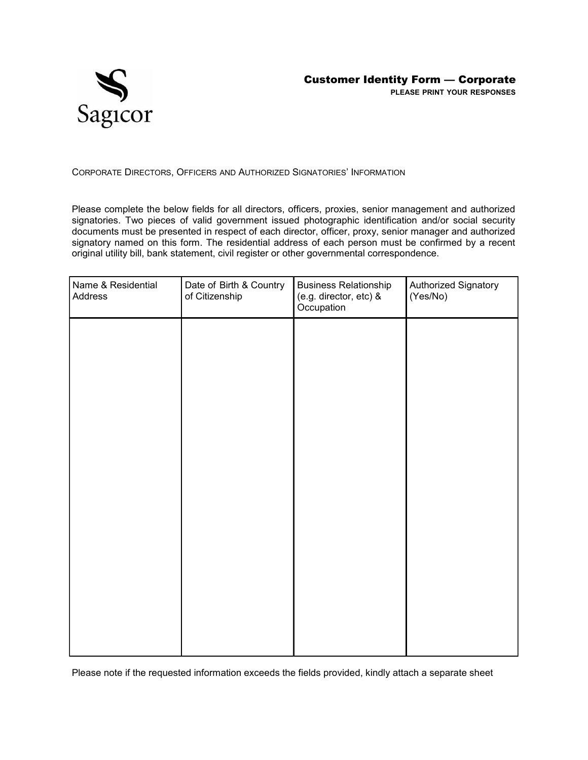# Customer Identity Form — Corporate

**PLEASE PRINT YOUR RESPONSES**

Corporate Directors, Officers and Authorized Signatories' Information

Please complete the below fields for all directors, officers, proxies, senior management and authorized signatories. Two pieces of valid government issued photographic identification and/or social security documents must be presented in respect of each director, officer, proxy, senior manager and authorized signatory named on this form. The residential address of each person must be confirmed by a recent original utility bill, bank statement, civil register or other governmental correspondence.

| Name & Residential Address | Date of Birth & Country of Citizenship | Business Relationship (e.g. director, etc) & Occupation | Authorized Signatory (Yes/No) |
|---|---|---|---|
| | | | |

Please note if the requested information exceeds the fields provided, kindly attach a separate sheet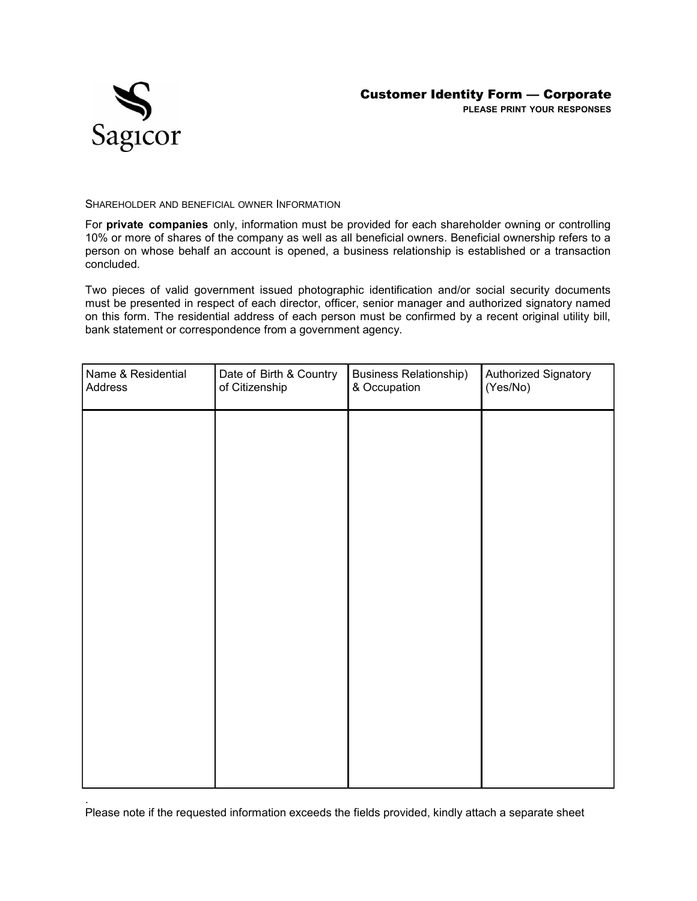# Customer Identity Form — Corporate

**PLEASE PRINT YOUR RESPONSES**

Shareholder and beneficial owner Information

For **private companies** only, information must be provided for each shareholder owning or controlling 10% or more of shares of the company as well as all beneficial owners. Beneficial ownership refers to a person on whose behalf an account is opened, a business relationship is established or a transaction concluded.

Two pieces of valid government issued photographic identification and/or social security documents must be presented in respect of each director, officer, senior manager and authorized signatory named on this form. The residential address of each person must be confirmed by a recent original utility bill, bank statement or correspondence from a government agency.

| Name & Residential Address | Date of Birth & Country of Citizenship | Business Relationship) & Occupation | Authorized Signatory (Yes/No) |
| --- | --- | --- | --- |
| | | | |

.
Please note if the requested information exceeds the fields provided, kindly attach a separate sheet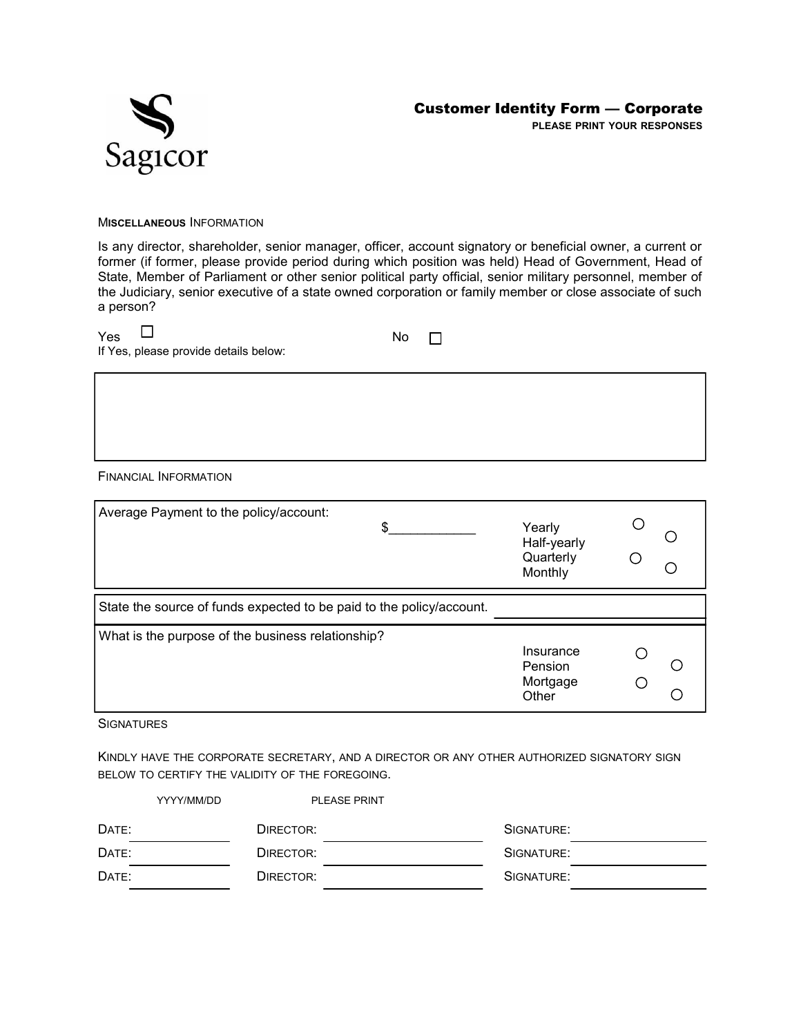# Customer Identity Form — Corporate

**PLEASE PRINT YOUR RESPONSES**

## Miscellaneous Information

Is any director, shareholder, senior manager, officer, account signatory or beneficial owner, a current or former (if former, please provide period during which position was held) Head of Government, Head of State, Member of Parliament or other senior political party official, senior military personnel, member of the Judiciary, senior executive of a state owned corporation or family member or close associate of such a person?

Yes ☐ No ☐

If Yes, please provide details below:

| |
|---|
| |

## Financial Information

| | | |
|---|---|---|
| Average Payment to the policy/account: | $____________ | ○ Yearly<br>○ Half-yearly<br>○ Quarterly<br>○ Monthly |
| State the source of funds expected to be paid to the policy/account. | | |
| What is the purpose of the business relationship? | | ○ Insurance<br>○ Pension<br>○ Mortgage<br>○ Other |

## Signatures

Kindly have the corporate secretary, and a director or any other authorized signatory sign below to certify the validity of the foregoing.

| Date: (YYYY/MM/DD) | Director: (PLEASE PRINT) | Signature: |
|---|---|---|
| | | |
| | | |
| | | |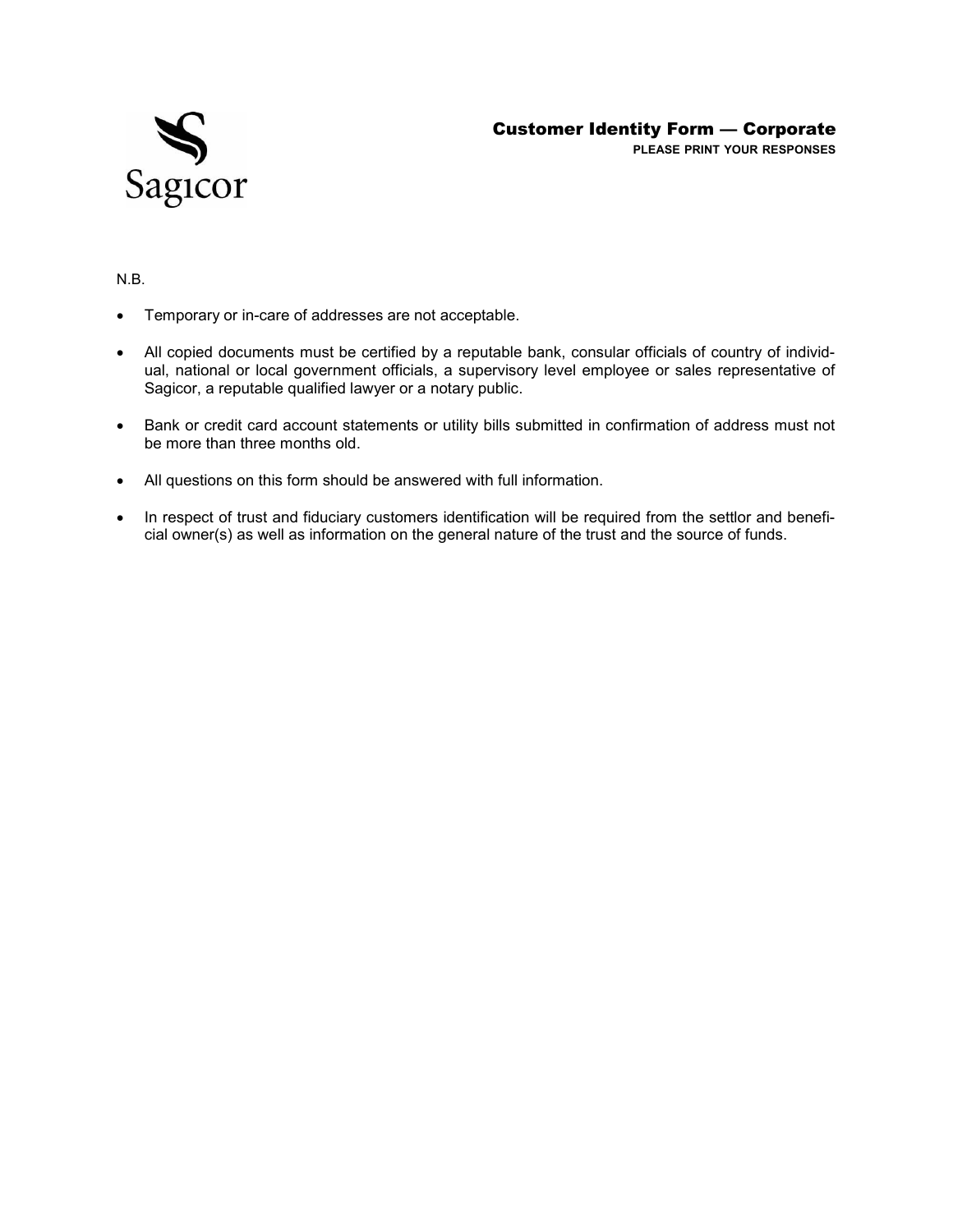Sagicor

## Customer Identity Form — Corporate

**PLEASE PRINT YOUR RESPONSES**

N.B.

- Temporary or in-care of addresses are not acceptable.
- All copied documents must be certified by a reputable bank, consular officials of country of individual, national or local government officials, a supervisory level employee or sales representative of Sagicor, a reputable qualified lawyer or a notary public.
- Bank or credit card account statements or utility bills submitted in confirmation of address must not be more than three months old.
- All questions on this form should be answered with full information.
- In respect of trust and fiduciary customers identification will be required from the settlor and beneficial owner(s) as well as information on the general nature of the trust and the source of funds.